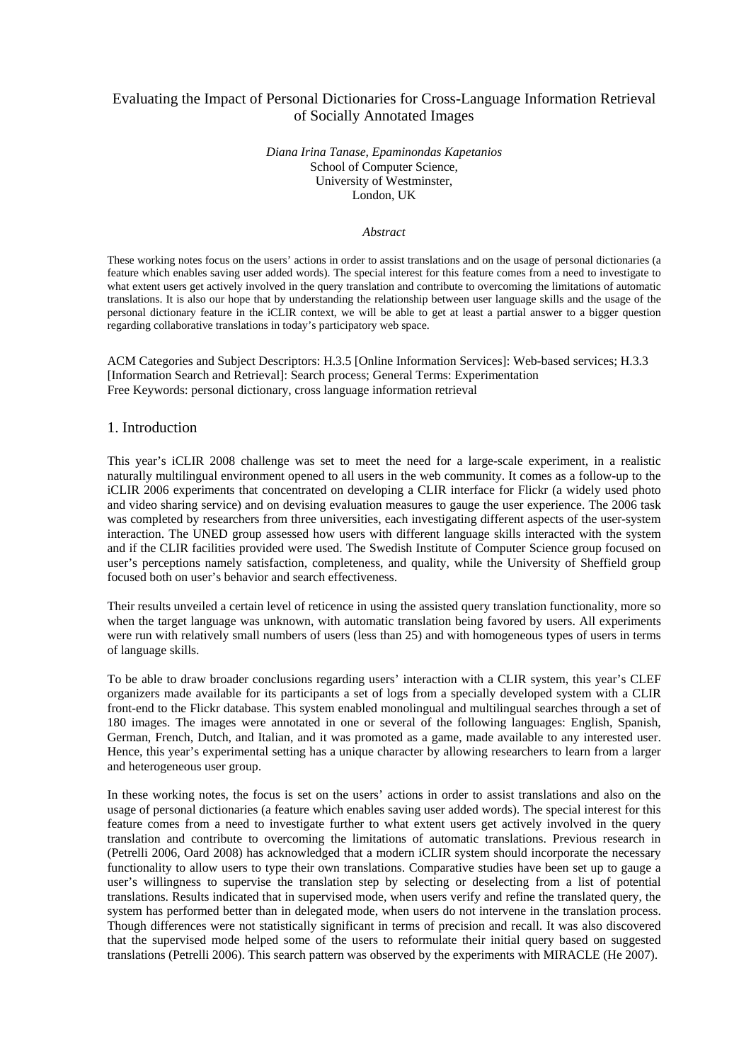# Evaluating the Impact of Personal Dictionaries for Cross-Language Information Retrieval of Socially Annotated Images

*Diana Irina Tanase, Epaminondas Kapetanios*
School of Computer Science,
University of Westminster,
London, UK

*Abstract*

These working notes focus on the users' actions in order to assist translations and on the usage of personal dictionaries (a feature which enables saving user added words). The special interest for this feature comes from a need to investigate to what extent users get actively involved in the query translation and contribute to overcoming the limitations of automatic translations. It is also our hope that by understanding the relationship between user language skills and the usage of the personal dictionary feature in the iCLIR context, we will be able to get at least a partial answer to a bigger question regarding collaborative translations in today's participatory web space.

ACM Categories and Subject Descriptors: H.3.5 [Online Information Services]: Web-based services; H.3.3 [Information Search and Retrieval]: Search process; General Terms: Experimentation
Free Keywords: personal dictionary, cross language information retrieval

## 1. Introduction

This year's iCLIR 2008 challenge was set to meet the need for a large-scale experiment, in a realistic naturally multilingual environment opened to all users in the web community. It comes as a follow-up to the iCLIR 2006 experiments that concentrated on developing a CLIR interface for Flickr (a widely used photo and video sharing service) and on devising evaluation measures to gauge the user experience. The 2006 task was completed by researchers from three universities, each investigating different aspects of the user-system interaction. The UNED group assessed how users with different language skills interacted with the system and if the CLIR facilities provided were used. The Swedish Institute of Computer Science group focused on user's perceptions namely satisfaction, completeness, and quality, while the University of Sheffield group focused both on user's behavior and search effectiveness.

Their results unveiled a certain level of reticence in using the assisted query translation functionality, more so when the target language was unknown, with automatic translation being favored by users. All experiments were run with relatively small numbers of users (less than 25) and with homogeneous types of users in terms of language skills.

To be able to draw broader conclusions regarding users' interaction with a CLIR system, this year's CLEF organizers made available for its participants a set of logs from a specially developed system with a CLIR front-end to the Flickr database. This system enabled monolingual and multilingual searches through a set of 180 images. The images were annotated in one or several of the following languages: English, Spanish, German, French, Dutch, and Italian, and it was promoted as a game, made available to any interested user. Hence, this year's experimental setting has a unique character by allowing researchers to learn from a larger and heterogeneous user group.

In these working notes, the focus is set on the users' actions in order to assist translations and also on the usage of personal dictionaries (a feature which enables saving user added words). The special interest for this feature comes from a need to investigate further to what extent users get actively involved in the query translation and contribute to overcoming the limitations of automatic translations. Previous research in (Petrelli 2006, Oard 2008) has acknowledged that a modern iCLIR system should incorporate the necessary functionality to allow users to type their own translations. Comparative studies have been set up to gauge a user's willingness to supervise the translation step by selecting or deselecting from a list of potential translations. Results indicated that in supervised mode, when users verify and refine the translated query, the system has performed better than in delegated mode, when users do not intervene in the translation process. Though differences were not statistically significant in terms of precision and recall. It was also discovered that the supervised mode helped some of the users to reformulate their initial query based on suggested translations (Petrelli 2006). This search pattern was observed by the experiments with MIRACLE (He 2007).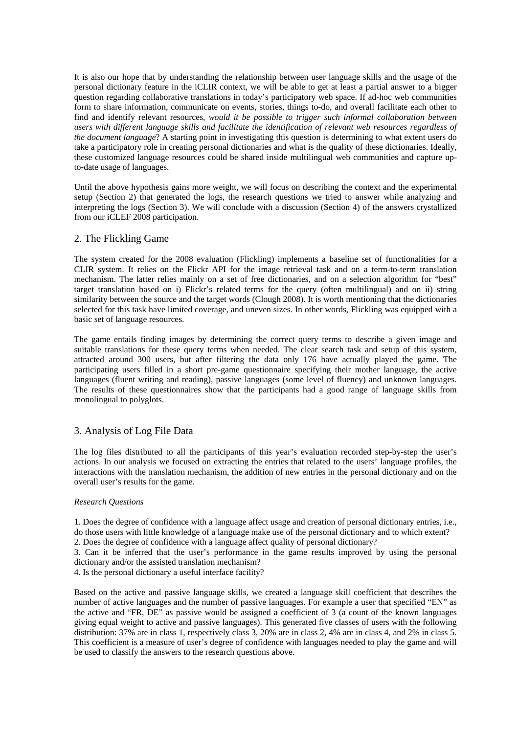It is also our hope that by understanding the relationship between user language skills and the usage of the personal dictionary feature in the iCLIR context, we will be able to get at least a partial answer to a bigger question regarding collaborative translations in today's participatory web space. If ad-hoc web communities form to share information, communicate on events, stories, things to-do, and overall facilitate each other to find and identify relevant resources, *would it be possible to trigger such informal collaboration between users with different language skills and facilitate the identification of relevant web resources regardless of the document language*? A starting point in investigating this question is determining to what extent users do take a participatory role in creating personal dictionaries and what is the quality of these dictionaries. Ideally, these customized language resources could be shared inside multilingual web communities and capture up-to-date usage of languages.

Until the above hypothesis gains more weight, we will focus on describing the context and the experimental setup (Section 2) that generated the logs, the research questions we tried to answer while analyzing and interpreting the logs (Section 3). We will conclude with a discussion (Section 4) of the answers crystallized from our iCLEF 2008 participation.

## 2. The Flickling Game

The system created for the 2008 evaluation (Flickling) implements a baseline set of functionalities for a CLIR system. It relies on the Flickr API for the image retrieval task and on a term-to-term translation mechanism. The latter relies mainly on a set of free dictionaries, and on a selection algorithm for "best" target translation based on i) Flickr's related terms for the query (often multilingual) and on ii) string similarity between the source and the target words (Clough 2008). It is worth mentioning that the dictionaries selected for this task have limited coverage, and uneven sizes. In other words, Flickling was equipped with a basic set of language resources.

The game entails finding images by determining the correct query terms to describe a given image and suitable translations for these query terms when needed. The clear search task and setup of this system, attracted around 300 users, but after filtering the data only 176 have actually played the game. The participating users filled in a short pre-game questionnaire specifying their mother language, the active languages (fluent writing and reading), passive languages (some level of fluency) and unknown languages. The results of these questionnaires show that the participants had a good range of language skills from monolingual to polyglots.

## 3. Analysis of Log File Data

The log files distributed to all the participants of this year's evaluation recorded step-by-step the user's actions. In our analysis we focused on extracting the entries that related to the users' language profiles, the interactions with the translation mechanism, the addition of new entries in the personal dictionary and on the overall user's results for the game.

*Research Questions*

1. Does the degree of confidence with a language affect usage and creation of personal dictionary entries, i.e., do those users with little knowledge of a language make use of the personal dictionary and to which extent?
2. Does the degree of confidence with a language affect quality of personal dictionary?
3. Can it be inferred that the user's performance in the game results improved by using the personal dictionary and/or the assisted translation mechanism?
4. Is the personal dictionary a useful interface facility?

Based on the active and passive language skills, we created a language skill coefficient that describes the number of active languages and the number of passive languages. For example a user that specified "EN" as the active and "FR, DE" as passive would be assigned a coefficient of 3 (a count of the known languages giving equal weight to active and passive languages). This generated five classes of users with the following distribution: 37% are in class 1, respectively class 3, 20% are in class 2, 4% are in class 4, and 2% in class 5. This coefficient is a measure of user's degree of confidence with languages needed to play the game and will be used to classify the answers to the research questions above.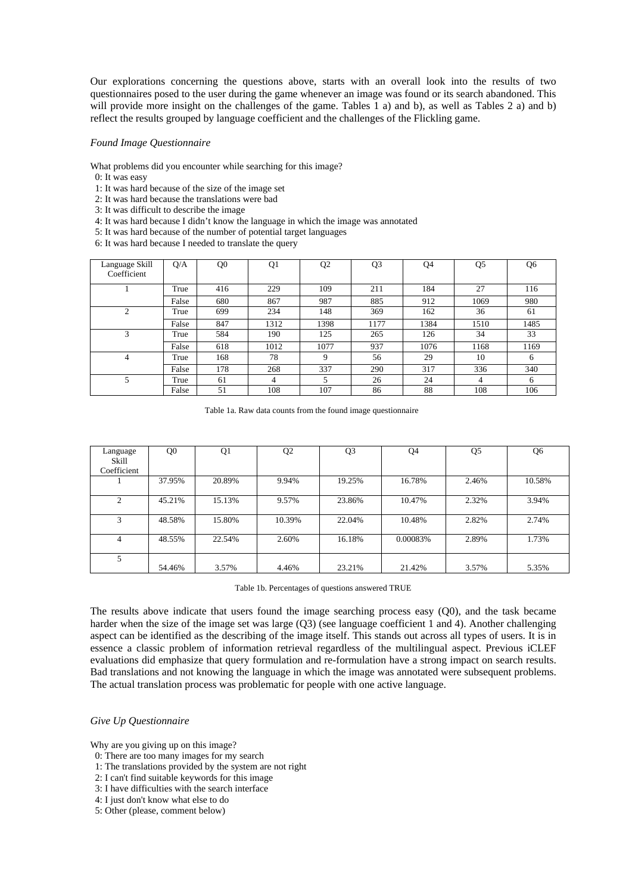Our explorations concerning the questions above, starts with an overall look into the results of two questionnaires posed to the user during the game whenever an image was found or its search abandoned. This will provide more insight on the challenges of the game. Tables 1 a) and b), as well as Tables 2 a) and b) reflect the results grouped by language coefficient and the challenges of the Flickling game.

*Found Image Questionnaire*

What problems did you encounter while searching for this image?
 0: It was easy
 1: It was hard because of the size of the image set
 2: It was hard because the translations were bad
 3: It was difficult to describe the image
 4: It was hard because I didn't know the language in which the image was annotated
 5: It was hard because of the number of potential target languages
 6: It was hard because I needed to translate the query

| Language Skill Coefficient | Q/A | Q0 | Q1 | Q2 | Q3 | Q4 | Q5 | Q6 |
|---|---|---|---|---|---|---|---|---|
| 1 | True | 416 | 229 | 109 | 211 | 184 | 27 | 116 |
| | False | 680 | 867 | 987 | 885 | 912 | 1069 | 980 |
| 2 | True | 699 | 234 | 148 | 369 | 162 | 36 | 61 |
| | False | 847 | 1312 | 1398 | 1177 | 1384 | 1510 | 1485 |
| 3 | True | 584 | 190 | 125 | 265 | 126 | 34 | 33 |
| | False | 618 | 1012 | 1077 | 937 | 1076 | 1168 | 1169 |
| 4 | True | 168 | 78 | 9 | 56 | 29 | 10 | 6 |
| | False | 178 | 268 | 337 | 290 | 317 | 336 | 340 |
| 5 | True | 61 | 4 | 5 | 26 | 24 | 4 | 6 |
| | False | 51 | 108 | 107 | 86 | 88 | 108 | 106 |

Table 1a. Raw data counts from the found image questionnaire

| Language Skill Coefficient | Q0 | Q1 | Q2 | Q3 | Q4 | Q5 | Q6 |
|---|---|---|---|---|---|---|---|
| 1 | 37.95% | 20.89% | 9.94% | 19.25% | 16.78% | 2.46% | 10.58% |
| 2 | 45.21% | 15.13% | 9.57% | 23.86% | 10.47% | 2.32% | 3.94% |
| 3 | 48.58% | 15.80% | 10.39% | 22.04% | 10.48% | 2.82% | 2.74% |
| 4 | 48.55% | 22.54% | 2.60% | 16.18% | 0.00083% | 2.89% | 1.73% |
| 5 | 54.46% | 3.57% | 4.46% | 23.21% | 21.42% | 3.57% | 5.35% |

Table 1b. Percentages of questions answered TRUE

The results above indicate that users found the image searching process easy (Q0), and the task became harder when the size of the image set was large (Q3) (see language coefficient 1 and 4). Another challenging aspect can be identified as the describing of the image itself. This stands out across all types of users. It is in essence a classic problem of information retrieval regardless of the multilingual aspect. Previous iCLEF evaluations did emphasize that query formulation and re-formulation have a strong impact on search results. Bad translations and not knowing the language in which the image was annotated were subsequent problems. The actual translation process was problematic for people with one active language.

*Give Up Questionnaire*

Why are you giving up on this image?
 0: There are too many images for my search
 1: The translations provided by the system are not right
 2: I can't find suitable keywords for this image
 3: I have difficulties with the search interface
 4: I just don't know what else to do
 5: Other (please, comment below)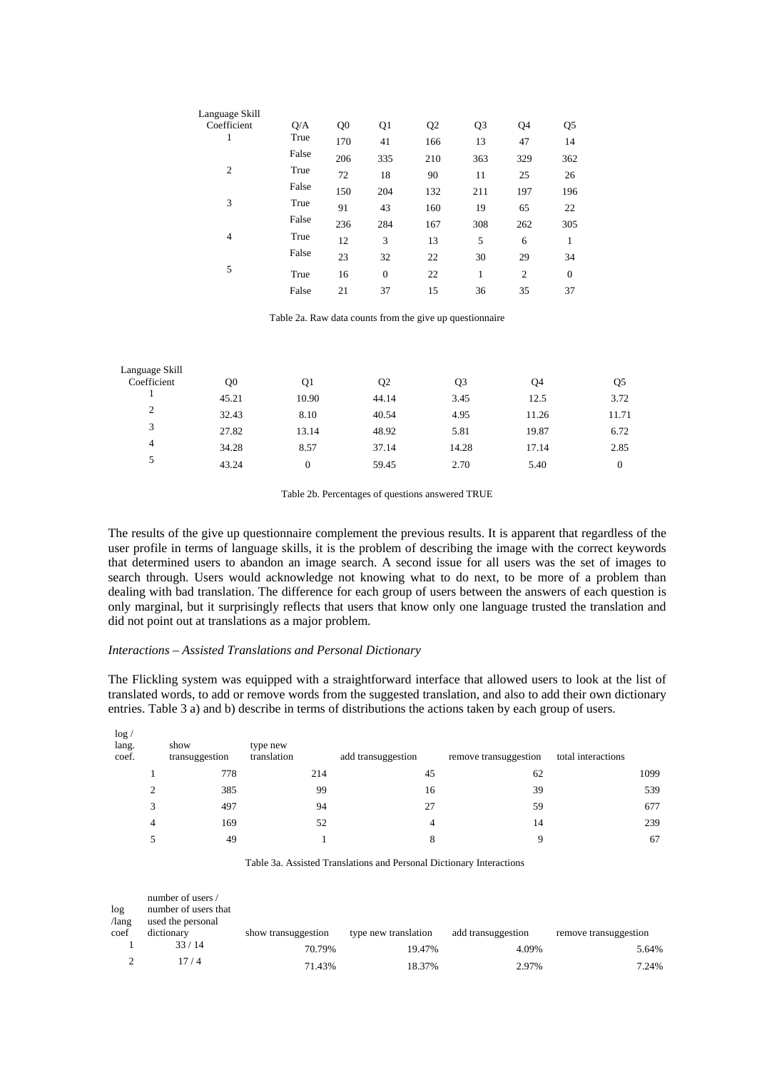| Language Skill Coefficient | Q/A | Q0 | Q1 | Q2 | Q3 | Q4 | Q5 |
|---|---|---|---|---|---|---|---|
| 1 | True | 170 | 41 | 166 | 13 | 47 | 14 |
| | False | 206 | 335 | 210 | 363 | 329 | 362 |
| 2 | True | 72 | 18 | 90 | 11 | 25 | 26 |
| | False | 150 | 204 | 132 | 211 | 197 | 196 |
| 3 | True | 91 | 43 | 160 | 19 | 65 | 22 |
| | False | 236 | 284 | 167 | 308 | 262 | 305 |
| 4 | True | 12 | 3 | 13 | 5 | 6 | 1 |
| | False | 23 | 32 | 22 | 30 | 29 | 34 |
| 5 | True | 16 | 0 | 22 | 1 | 2 | 0 |
| | False | 21 | 37 | 15 | 36 | 35 | 37 |

Table 2a. Raw data counts from the give up questionnaire

| Language Skill Coefficient | Q0 | Q1 | Q2 | Q3 | Q4 | Q5 |
|---|---|---|---|---|---|---|
| 1 | 45.21 | 10.90 | 44.14 | 3.45 | 12.5 | 3.72 |
| 2 | 32.43 | 8.10 | 40.54 | 4.95 | 11.26 | 11.71 |
| 3 | 27.82 | 13.14 | 48.92 | 5.81 | 19.87 | 6.72 |
| 4 | 34.28 | 8.57 | 37.14 | 14.28 | 17.14 | 2.85 |
| 5 | 43.24 | 0 | 59.45 | 2.70 | 5.40 | 0 |

Table 2b. Percentages of questions answered TRUE

The results of the give up questionnaire complement the previous results. It is apparent that regardless of the user profile in terms of language skills, it is the problem of describing the image with the correct keywords that determined users to abandon an image search. A second issue for all users was the set of images to search through. Users would acknowledge not knowing what to do next, to be more of a problem than dealing with bad translation. The difference for each group of users between the answers of each question is only marginal, but it surprisingly reflects that users that know only one language trusted the translation and did not point out at translations as a major problem.

*Interactions – Assisted Translations and Personal Dictionary*

The Flickling system was equipped with a straightforward interface that allowed users to look at the list of translated words, to add or remove words from the suggested translation, and also to add their own dictionary entries. Table 3 a) and b) describe in terms of distributions the actions taken by each group of users.

| log / lang. coef. | show transuggestion | type new translation | add transuggestion | remove transuggestion | total interactions |
|---|---|---|---|---|---|
| 1 | 778 | 214 | 45 | 62 | 1099 |
| 2 | 385 | 99 | 16 | 39 | 539 |
| 3 | 497 | 94 | 27 | 59 | 677 |
| 4 | 169 | 52 | 4 | 14 | 239 |
| 5 | 49 | 1 | 8 | 9 | 67 |

Table 3a. Assisted Translations and Personal Dictionary Interactions

| log /lang coef | number of users / number of users that used the personal dictionary | show transuggestion | type new translation | add transuggestion | remove transuggestion |
|---|---|---|---|---|---|
| 1 | 33 / 14 | 70.79% | 19.47% | 4.09% | 5.64% |
| 2 | 17 / 4 | 71.43% | 18.37% | 2.97% | 7.24% |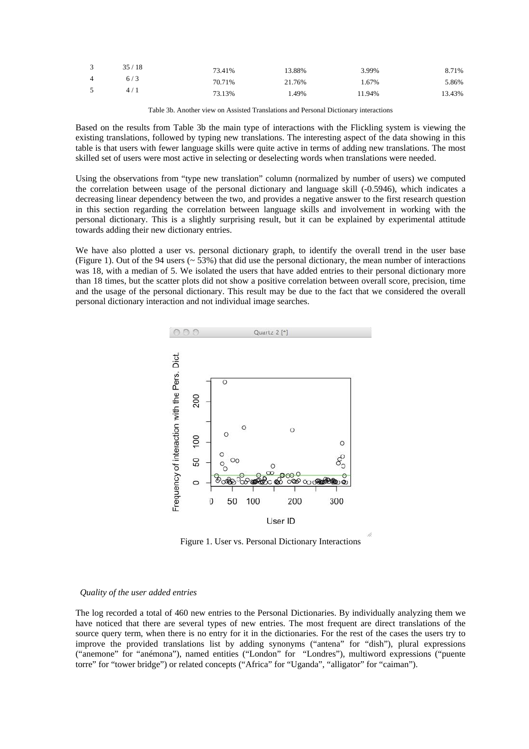| 3 | 35 / 18 | 73.41% | 13.88% | 3.99% | 8.71% |
|---|---|---|---|---|---|
| 4 | 6 / 3 | 70.71% | 21.76% | 1.67% | 5.86% |
| 5 | 4 / 1 | 73.13% | 1.49% | 11.94% | 13.43% |

Table 3b. Another view on Assisted Translations and Personal Dictionary interactions

Based on the results from Table 3b the main type of interactions with the Flickling system is viewing the existing translations, followed by typing new translations. The interesting aspect of the data showing in this table is that users with fewer language skills were quite active in terms of adding new translations. The most skilled set of users were most active in selecting or deselecting words when translations were needed.

Using the observations from "type new translation" column (normalized by number of users) we computed the correlation between usage of the personal dictionary and language skill (-0.5946), which indicates a decreasing linear dependency between the two, and provides a negative answer to the first research question in this section regarding the correlation between language skills and involvement in working with the personal dictionary. This is a slightly surprising result, but it can be explained by experimental attitude towards adding their new dictionary entries.

We have also plotted a user vs. personal dictionary graph, to identify the overall trend in the user base (Figure 1). Out of the 94 users (~ 53%) that did use the personal dictionary, the mean number of interactions was 18, with a median of 5. We isolated the users that have added entries to their personal dictionary more than 18 times, but the scatter plots did not show a positive correlation between overall score, precision, time and the usage of the personal dictionary. This result may be due to the fact that we considered the overall personal dictionary interaction and not individual image searches.

Figure 1. User vs. Personal Dictionary Interactions

*Quality of the user added entries*

The log recorded a total of 460 new entries to the Personal Dictionaries. By individually analyzing them we have noticed that there are several types of new entries. The most frequent are direct translations of the source query term, when there is no entry for it in the dictionaries. For the rest of the cases the users try to improve the provided translations list by adding synonyms ("antena" for "dish"), plural expressions ("anemone" for "anémona"), named entities ("London" for "Londres"), multiword expressions ("puente torre" for "tower bridge") or related concepts ("Africa" for "Uganda", "alligator" for "caiman").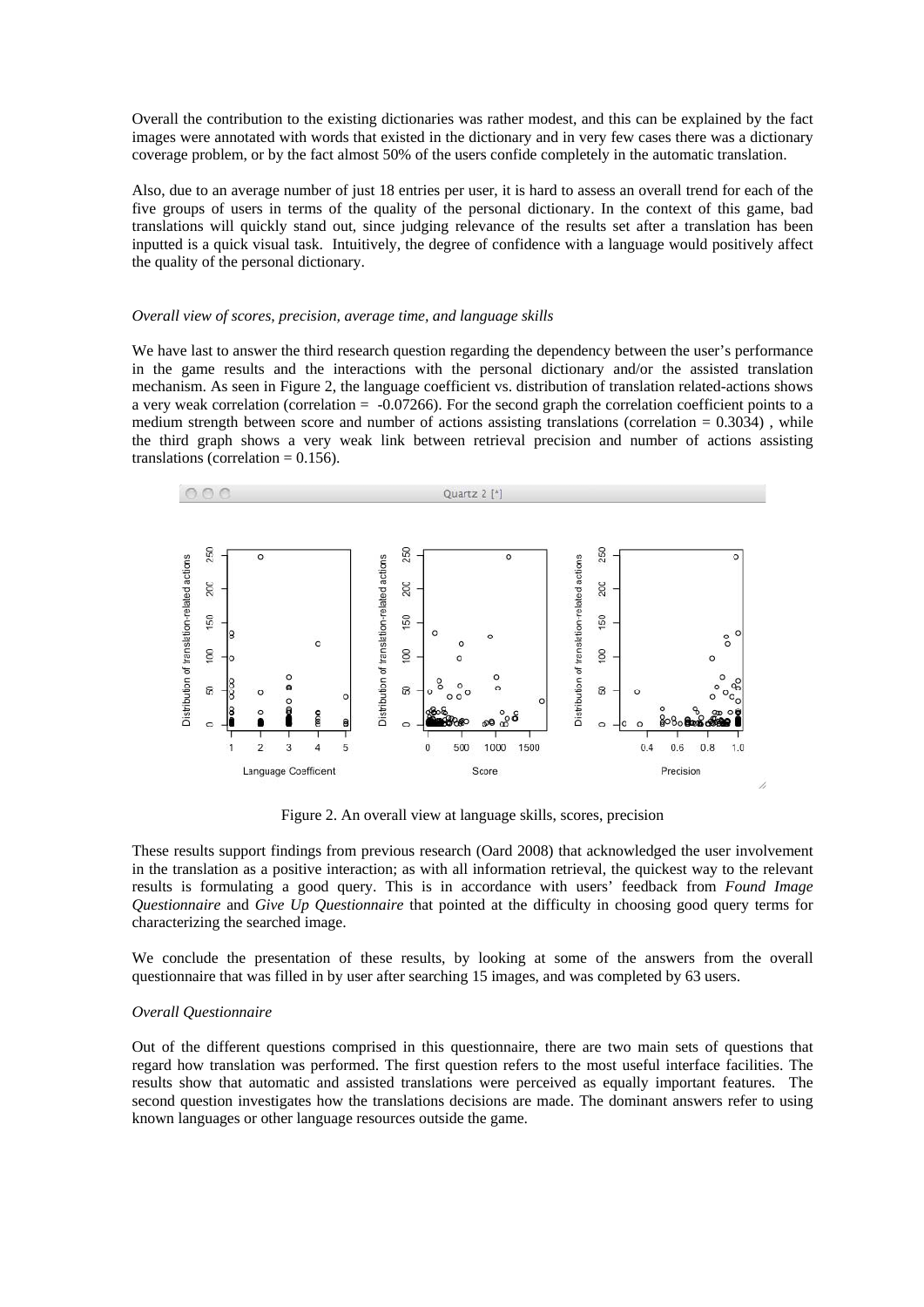Overall the contribution to the existing dictionaries was rather modest, and this can be explained by the fact images were annotated with words that existed in the dictionary and in very few cases there was a dictionary coverage problem, or by the fact almost 50% of the users confide completely in the automatic translation.

Also, due to an average number of just 18 entries per user, it is hard to assess an overall trend for each of the five groups of users in terms of the quality of the personal dictionary. In the context of this game, bad translations will quickly stand out, since judging relevance of the results set after a translation has been inputted is a quick visual task. Intuitively, the degree of confidence with a language would positively affect the quality of the personal dictionary.

*Overall view of scores, precision, average time, and language skills*

We have last to answer the third research question regarding the dependency between the user's performance in the game results and the interactions with the personal dictionary and/or the assisted translation mechanism. As seen in Figure 2, the language coefficient vs. distribution of translation related-actions shows a very weak correlation (correlation = -0.07266). For the second graph the correlation coefficient points to a medium strength between score and number of actions assisting translations (correlation = 0.3034) , while the third graph shows a very weak link between retrieval precision and number of actions assisting translations (correlation = 0.156).

Figure 2. An overall view at language skills, scores, precision

These results support findings from previous research (Oard 2008) that acknowledged the user involvement in the translation as a positive interaction; as with all information retrieval, the quickest way to the relevant results is formulating a good query. This is in accordance with users' feedback from *Found Image Questionnaire* and *Give Up Questionnaire* that pointed at the difficulty in choosing good query terms for characterizing the searched image.

We conclude the presentation of these results, by looking at some of the answers from the overall questionnaire that was filled in by user after searching 15 images, and was completed by 63 users.

*Overall Questionnaire*

Out of the different questions comprised in this questionnaire, there are two main sets of questions that regard how translation was performed. The first question refers to the most useful interface facilities. The results show that automatic and assisted translations were perceived as equally important features. The second question investigates how the translations decisions are made. The dominant answers refer to using known languages or other language resources outside the game.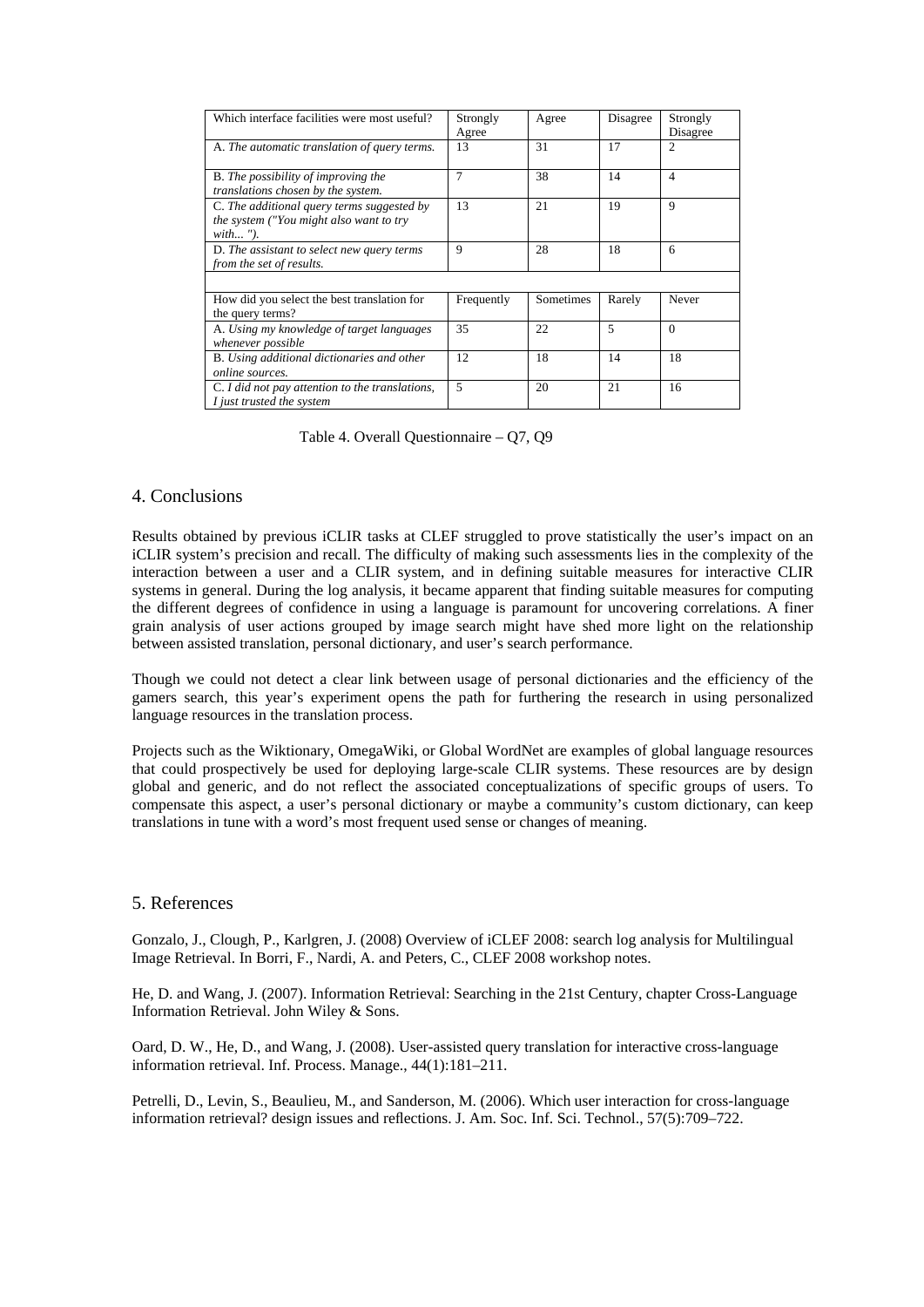| Which interface facilities were most useful? | Strongly Agree | Agree | Disagree | Strongly Disagree |
|---|---|---|---|---|
| A. *The automatic translation of query terms.* | 13 | 31 | 17 | 2 |
| B. *The possibility of improving the translations chosen by the system.* | 7 | 38 | 14 | 4 |
| C. *The additional query terms suggested by the system ("You might also want to try with... ").* | 13 | 21 | 19 | 9 |
| D. *The assistant to select new query terms from the set of results.* | 9 | 28 | 18 | 6 |
| | | | | |
| How did you select the best translation for the query terms? | Frequently | Sometimes | Rarely | Never |
| A. *Using my knowledge of target languages whenever possible* | 35 | 22 | 5 | 0 |
| B. *Using additional dictionaries and other online sources.* | 12 | 18 | 14 | 18 |
| C. *I did not pay attention to the translations, I just trusted the system* | 5 | 20 | 21 | 16 |

Table 4. Overall Questionnaire – Q7, Q9

## 4. Conclusions

Results obtained by previous iCLIR tasks at CLEF struggled to prove statistically the user's impact on an iCLIR system's precision and recall. The difficulty of making such assessments lies in the complexity of the interaction between a user and a CLIR system, and in defining suitable measures for interactive CLIR systems in general. During the log analysis, it became apparent that finding suitable measures for computing the different degrees of confidence in using a language is paramount for uncovering correlations. A finer grain analysis of user actions grouped by image search might have shed more light on the relationship between assisted translation, personal dictionary, and user's search performance.

Though we could not detect a clear link between usage of personal dictionaries and the efficiency of the gamers search, this year's experiment opens the path for furthering the research in using personalized language resources in the translation process.

Projects such as the Wiktionary, OmegaWiki, or Global WordNet are examples of global language resources that could prospectively be used for deploying large-scale CLIR systems. These resources are by design global and generic, and do not reflect the associated conceptualizations of specific groups of users. To compensate this aspect, a user's personal dictionary or maybe a community's custom dictionary, can keep translations in tune with a word's most frequent used sense or changes of meaning.

## 5. References

Gonzalo, J., Clough, P., Karlgren, J. (2008) Overview of iCLEF 2008: search log analysis for Multilingual Image Retrieval. In Borri, F., Nardi, A. and Peters, C., CLEF 2008 workshop notes.

He, D. and Wang, J. (2007). Information Retrieval: Searching in the 21st Century, chapter Cross-Language Information Retrieval. John Wiley & Sons.

Oard, D. W., He, D., and Wang, J. (2008). User-assisted query translation for interactive cross-language information retrieval. Inf. Process. Manage., 44(1):181–211.

Petrelli, D., Levin, S., Beaulieu, M., and Sanderson, M. (2006). Which user interaction for cross-language information retrieval? design issues and reflections. J. Am. Soc. Inf. Sci. Technol., 57(5):709–722.